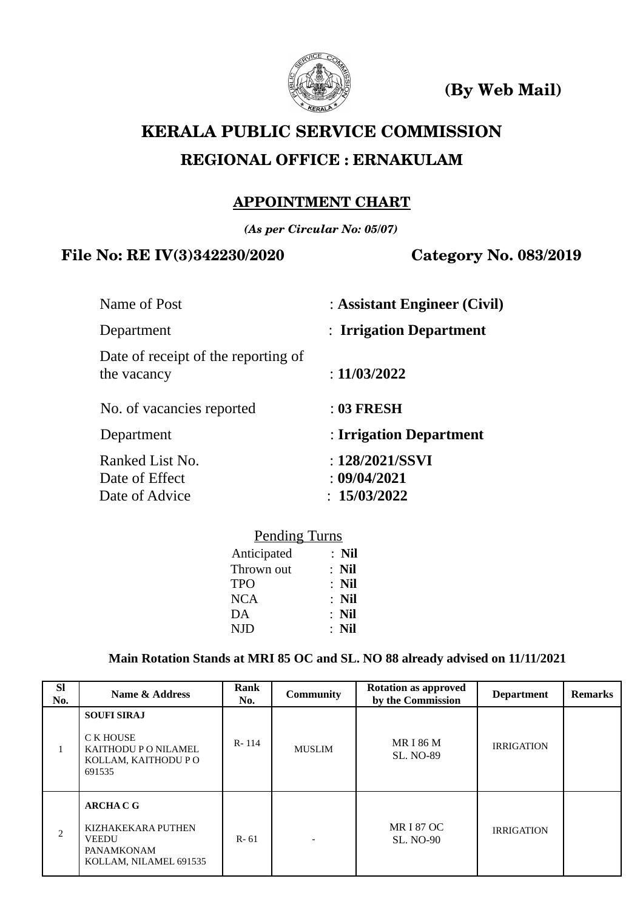**(By Web Mail)**

# KERALA PUBLIC SERVICE COMMISSION

## REGIONAL OFFICE : ERNAKULAM

### APPOINTMENT CHART

***(As per Circular No: 05/07)***

**File No: RE IV(3)342230/2020** **Category No. 083/2019**

Name of Post : **Assistant Engineer (Civil)**

Department : **Irrigation Department**

Date of receipt of the reporting of the vacancy : **11/03/2022**

No. of vacancies reported : **03 FRESH**

Department : **Irrigation Department**

Ranked List No. : **128/2021/SSVI**
Date of Effect : **09/04/2021**
Date of Advice : **15/03/2022**

Pending Turns

Anticipated : **Nil**
Thrown out : **Nil**
TPO : **Nil**
NCA : **Nil**
DA : **Nil**
NJD : **Nil**

**Main Rotation Stands at MRI 85 OC and SL. NO 88 already advised on 11/11/2021**

| Sl No. | Name & Address | Rank No. | Community | Rotation as approved by the Commission | Department | Remarks |
|---|---|---|---|---|---|---|
| 1 | **SOUFI SIRAJ**<br>C K HOUSE<br>KAITHODU P O NILAMEL<br>KOLLAM, KAITHODU P O<br>691535 | R- 114 | MUSLIM | MR I 86 M<br>SL. NO-89 | IRRIGATION | |
| 2 | **ARCHA C G**<br>KIZHAKEKARA PUTHEN VEEDU<br>PANAMKONAM<br>KOLLAM, NILAMEL 691535 | R- 61 | - | MR I 87 OC<br>SL. NO-90 | IRRIGATION | |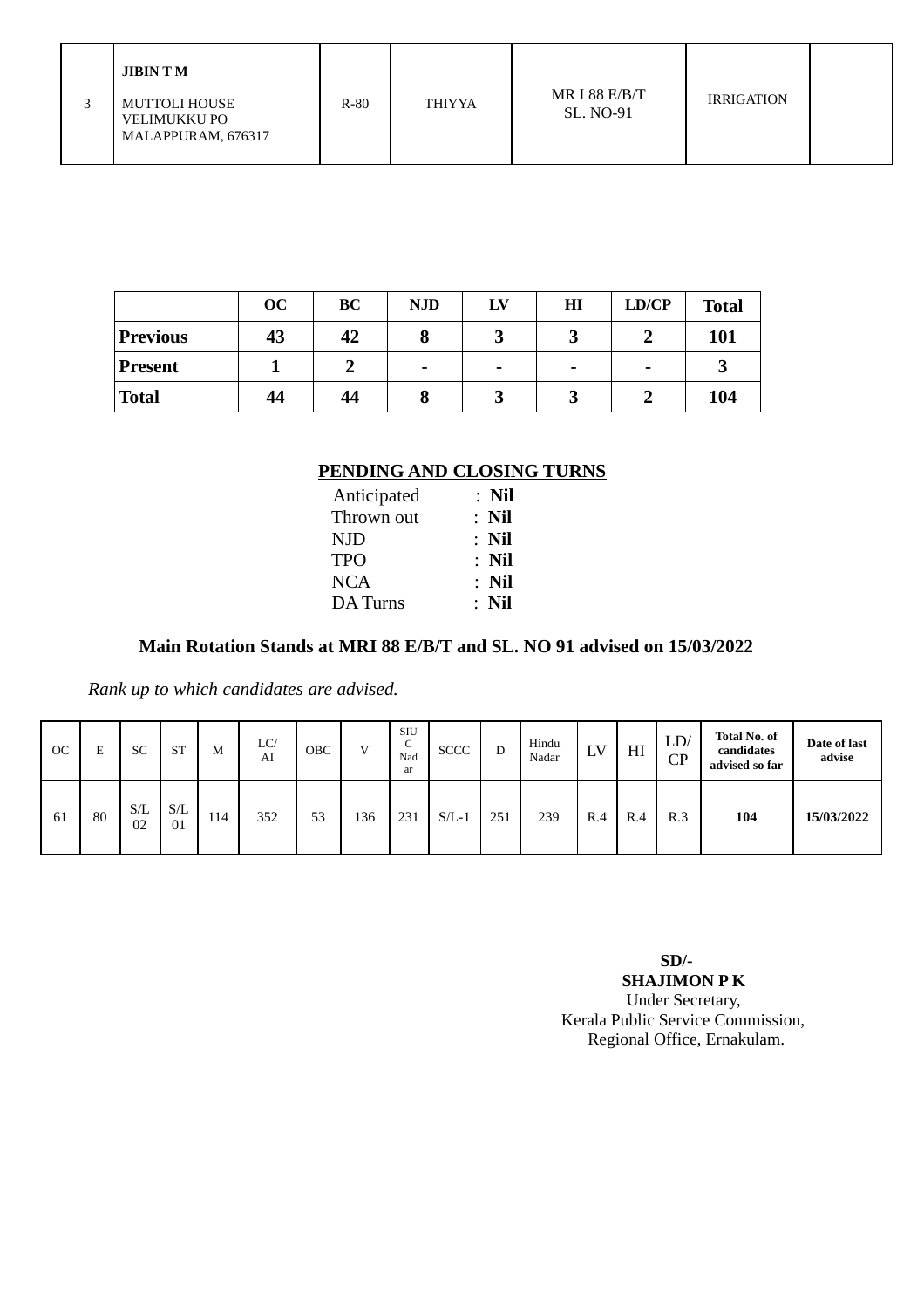| | | | | | | |
|---|---|---|---|---|---|---|
| 3 | **JIBIN T M**<br><br>MUTTOLI HOUSE<br>VELIMUKKU PO<br>MALAPPURAM, 676317 | R-80 | THIYYA | MR I 88 E/B/T<br>SL. NO-91 | IRRIGATION | |

| | OC | BC | NJD | LV | HI | LD/CP | Total |
|---|---|---|---|---|---|---|---|
| **Previous** | **43** | **42** | **8** | **3** | **3** | **2** | **101** |
| **Present** | **1** | **2** | **-** | **-** | **-** | **-** | **3** |
| **Total** | **44** | **44** | **8** | **3** | **3** | **2** | **104** |

**PENDING AND CLOSING TURNS**

Anticipated : **Nil**
Thrown out : **Nil**
NJD : **Nil**
TPO : **Nil**
NCA : **Nil**
DA Turns : **Nil**

**Main Rotation Stands at MRI 88 E/B/T and SL. NO 91 advised on 15/03/2022**

*Rank up to which candidates are advised.*

| OC | E | SC | ST | M | LC/AI | OBC | V | SIUC Nadar | SCCC | D | Hindu Nadar | LV | HI | LD/CP | Total No. of candidates advised so far | Date of last advise |
|---|---|---|---|---|---|---|---|---|---|---|---|---|---|---|---|---|
| 61 | 80 | S/L 02 | S/L 01 | 114 | 352 | 53 | 136 | 231 | S/L-1 | 251 | 239 | R.4 | R.4 | R.3 | **104** | **15/03/2022** |

**SD/-**
**SHAJIMON P K**
Under Secretary,
Kerala Public Service Commission,
Regional Office, Ernakulam.